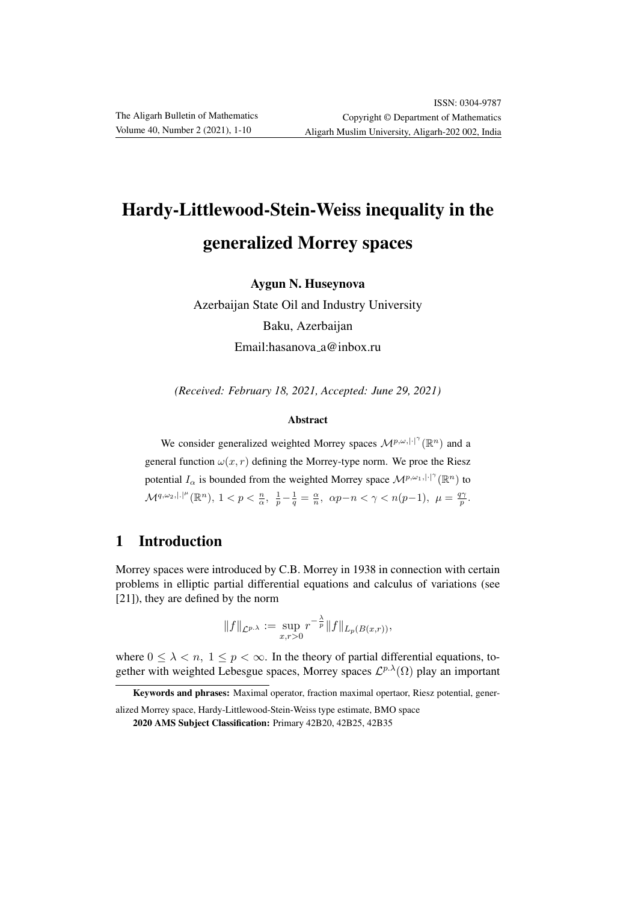# Hardy-Littlewood-Stein-Weiss inequality in the generalized Morrey spaces

**Aygun N. Huseynova**

Azerbaijan State Oil and Industry University

Baku, Azerbaijan

Email:hasanova_a@inbox.ru

*(Received: February 18, 2021, Accepted: June 29, 2021)*

### Abstract

We consider generalized weighted Morrey spaces $\mathcal{M}^{p,\omega,|\cdot|^{\gamma}}(\mathbb{R}^n)$ and a general function $\omega(x,r)$ defining the Morrey-type norm. We proe the Riesz potential $I_\alpha$ is bounded from the weighted Morrey space $\mathcal{M}^{p,\omega_1,|\cdot|^{\gamma}}(\mathbb{R}^n)$ to $\mathcal{M}^{q,\omega_2,|.|^{\mu}}(\mathbb{R}^n)$, $1 < p < \frac{n}{\alpha}$, $\frac{1}{p} - \frac{1}{q} = \frac{\alpha}{n}$, $\alpha p - n < \gamma < n(p-1)$, $\mu = \frac{q\gamma}{p}$.

## 1 Introduction

Morrey spaces were introduced by C.B. Morrey in 1938 in connection with certain problems in elliptic partial differential equations and calculus of variations (see [21]), they are defined by the norm

$$\|f\|_{\mathcal{L}^{p,\lambda}} := \sup_{x,r>0} r^{-\frac{\lambda}{p}} \|f\|_{L_p(B(x,r))},$$

where $0 \leq \lambda < n$, $1 \leq p < \infty$. In the theory of partial differential equations, together with weighted Lebesgue spaces, Morrey spaces $\mathcal{L}^{p,\lambda}(\Omega)$ play an important

---

**Keywords and phrases:** Maximal operator, fraction maximal opertaor, Riesz potential, generalized Morrey space, Hardy-Littlewood-Stein-Weiss type estimate, BMO space

**2020 AMS Subject Classification:** Primary 42B20, 42B25, 42B35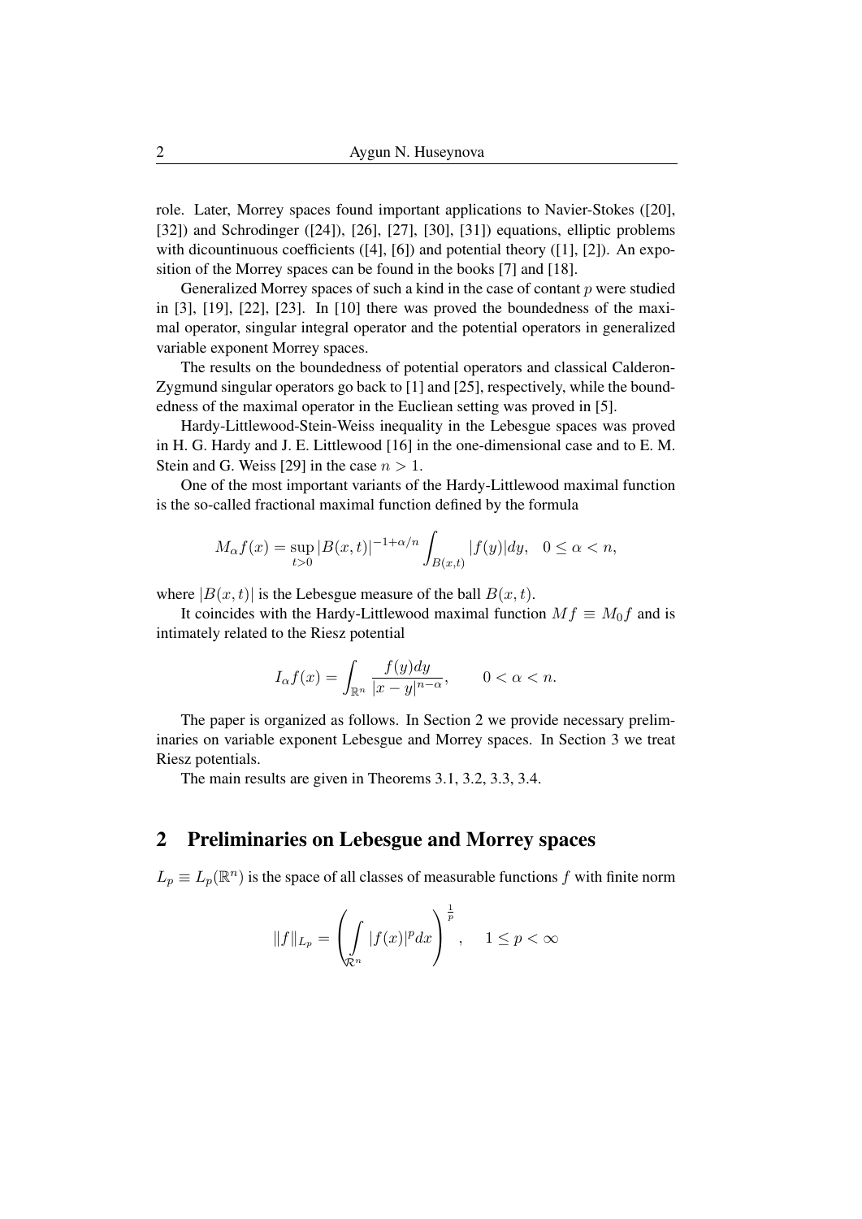role. Later, Morrey spaces found important applications to Navier-Stokes ([20], [32]) and Schrodinger ([24]), [26], [27], [30], [31]) equations, elliptic problems with dicountinuous coefficients ([4], [6]) and potential theory ([1], [2]). An exposition of the Morrey spaces can be found in the books [7] and [18].

Generalized Morrey spaces of such a kind in the case of contant $p$ were studied in [3], [19], [22], [23]. In [10] there was proved the boundedness of the maximal operator, singular integral operator and the potential operators in generalized variable exponent Morrey spaces.

The results on the boundedness of potential operators and classical Calderon-Zygmund singular operators go back to [1] and [25], respectively, while the boundedness of the maximal operator in the Euclean setting was proved in [5].

Hardy-Littlewood-Stein-Weiss inequality in the Lebesgue spaces was proved in H. G. Hardy and J. E. Littlewood [16] in the one-dimensional case and to E. M. Stein and G. Weiss [29] in the case $n > 1$.

One of the most important variants of the Hardy-Littlewood maximal function is the so-called fractional maximal function defined by the formula

$$M_\alpha f(x) = \sup_{t>0} |B(x,t)|^{-1+\alpha/n} \int_{B(x,t)} |f(y)| dy, \quad 0 \le \alpha < n,$$

where $|B(x,t)|$ is the Lebesgue measure of the ball $B(x,t)$.

It coincides with the Hardy-Littlewood maximal function $Mf \equiv M_0 f$ and is intimately related to the Riesz potential

$$I_\alpha f(x) = \int_{\mathbb{R}^n} \frac{f(y)dy}{|x-y|^{n-\alpha}}, \qquad 0 < \alpha < n.$$

The paper is organized as follows. In Section 2 we provide necessary preliminaries on variable exponent Lebesgue and Morrey spaces. In Section 3 we treat Riesz potentials.

The main results are given in Theorems 3.1, 3.2, 3.3, 3.4.

## 2 Preliminaries on Lebesgue and Morrey spaces

$L_p \equiv L_p(\mathbb{R}^n)$ is the space of all classes of measurable functions $f$ with finite norm

$$\|f\|_{L_p} = \left( \int_{\mathcal{R}^n} |f(x)|^p dx \right)^{\frac{1}{p}}, \quad 1 \le p < \infty$$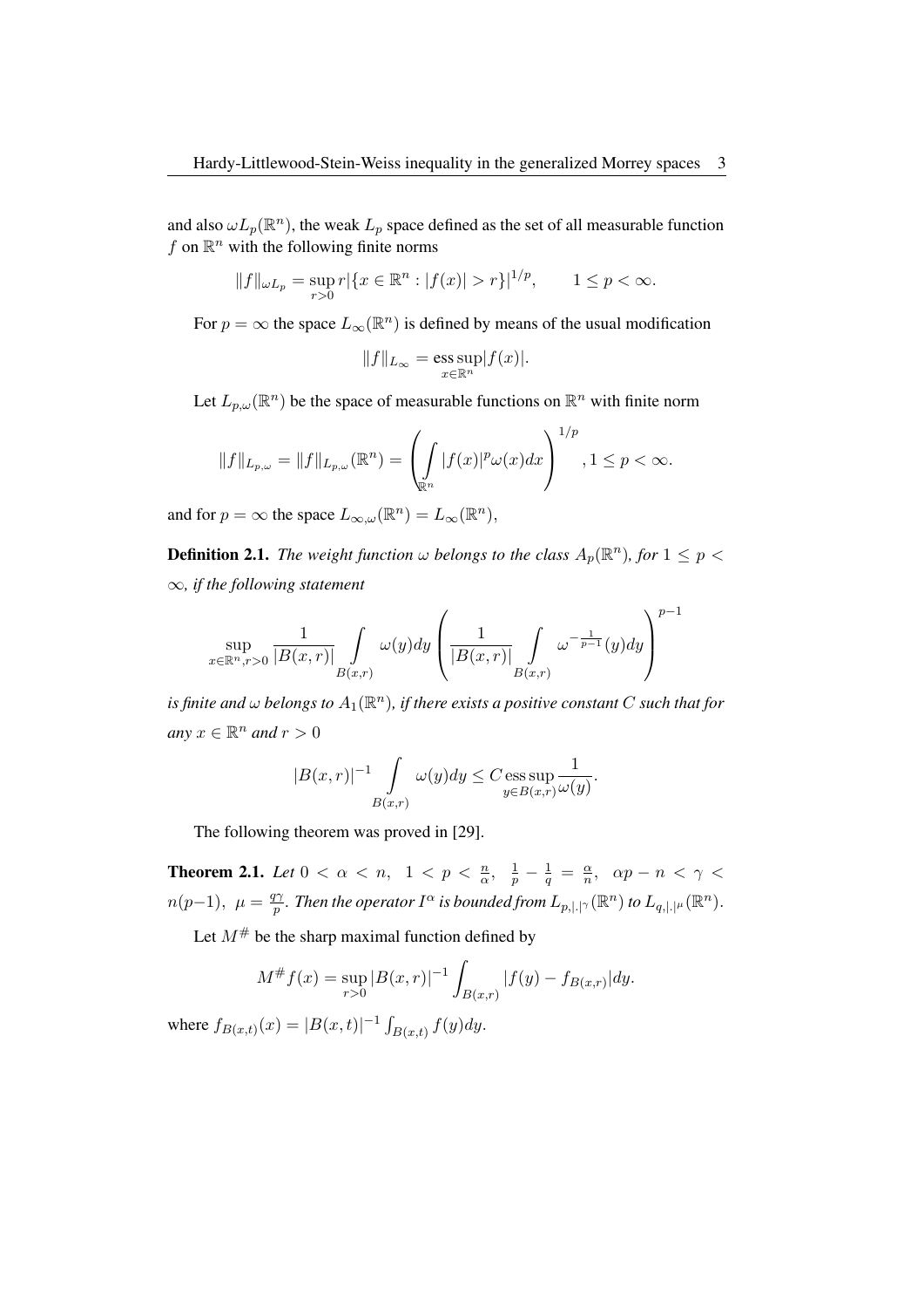and also $\omega L_p(\mathbb{R}^n)$, the weak $L_p$ space defined as the set of all measurable function $f$ on $\mathbb{R}^n$ with the following finite norms

$$\|f\|_{\omega L_p} = \sup_{r>0} r|\{x \in \mathbb{R}^n : |f(x)| > r\}|^{1/p}, \qquad 1 \le p < \infty.$$

For $p = \infty$ the space $L_\infty(\mathbb{R}^n)$ is defined by means of the usual modification

$$\|f\|_{L_\infty} = \operatorname*{ess\,sup}_{x \in \mathbb{R}^n} |f(x)|.$$

Let $L_{p,\omega}(\mathbb{R}^n)$ be the space of measurable functions on $\mathbb{R}^n$ with finite norm

$$\|f\|_{L_{p,\omega}} = \|f\|_{L_{p,\omega}}(\mathbb{R}^n) = \left( \int_{\mathbb{R}^n} |f(x)|^p \omega(x) dx \right)^{1/p}, 1 \le p < \infty.$$

and for $p = \infty$ the space $L_{\infty,\omega}(\mathbb{R}^n) = L_\infty(\mathbb{R}^n)$,

**Definition 2.1.** *The weight function $\omega$ belongs to the class $A_p(\mathbb{R}^n)$, for $1 \le p < \infty$, if the following statement*

$$\sup_{x \in \mathbb{R}^n, r>0} \frac{1}{|B(x,r)|} \int_{B(x,r)} \omega(y) dy \left( \frac{1}{|B(x,r)|} \int_{B(x,r)} \omega^{-\frac{1}{p-1}}(y) dy \right)^{p-1}$$

*is finite and $\omega$ belongs to $A_1(\mathbb{R}^n)$, if there exists a positive constant $C$ such that for any $x \in \mathbb{R}^n$ and $r > 0$*

$$|B(x,r)|^{-1} \int_{B(x,r)} \omega(y) dy \le C \operatorname*{ess\,sup}_{y \in B(x,r)} \frac{1}{\omega(y)}.$$

The following theorem was proved in [29].

**Theorem 2.1.** *Let $0 < \alpha < n$, $1 < p < \frac{n}{\alpha}$, $\frac{1}{p} - \frac{1}{q} = \frac{\alpha}{n}$, $\alpha p - n < \gamma < n(p-1)$, $\mu = \frac{q\gamma}{p}$. Then the operator $I^\alpha$ is bounded from $L_{p,|.|^\gamma}(\mathbb{R}^n)$ to $L_{q,|.|^\mu}(\mathbb{R}^n)$.*

Let $M^{\#}$ be the sharp maximal function defined by

$$M^{\#} f(x) = \sup_{r>0} |B(x,r)|^{-1} \int_{B(x,r)} |f(y) - f_{B(x,r)}| dy.$$

where $f_{B(x,t)}(x) = |B(x,t)|^{-1} \int_{B(x,t)} f(y) dy$.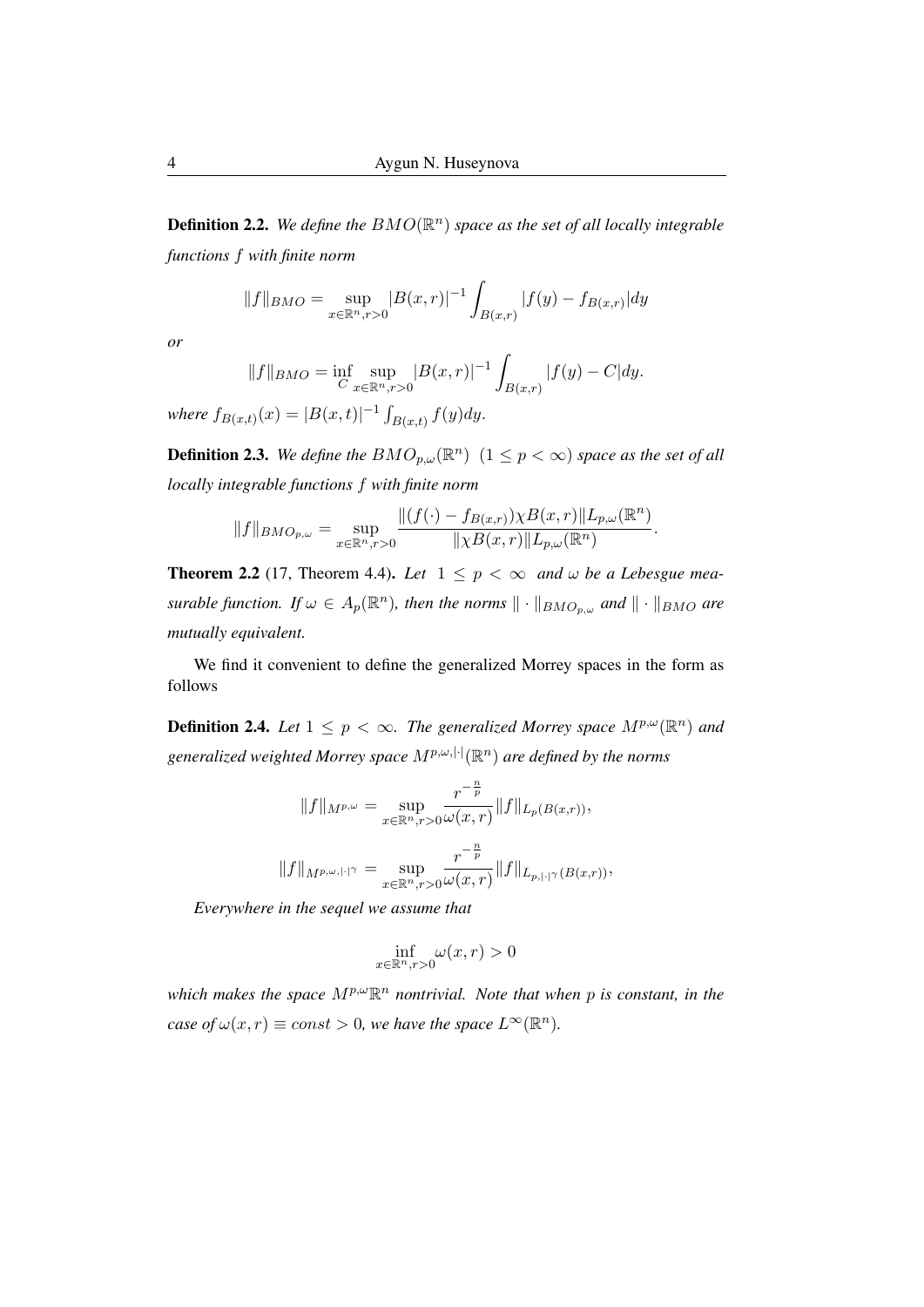**Definition 2.2.** *We define the $BMO(\mathbb{R}^n)$ space as the set of all locally integrable functions $f$ with finite norm*

$$\|f\|_{BMO} = \sup_{x\in\mathbb{R}^n, r>0} |B(x,r)|^{-1} \int_{B(x,r)} |f(y) - f_{B(x,r)}|dy$$

*or*

$$\|f\|_{BMO} = \inf_C \sup_{x\in\mathbb{R}^n, r>0} |B(x,r)|^{-1} \int_{B(x,r)} |f(y) - C|dy.$$

*where $f_{B(x,t)}(x) = |B(x,t)|^{-1} \int_{B(x,t)} f(y)dy$.*

**Definition 2.3.** *We define the $BMO_{p,\omega}(\mathbb{R}^n)$ $(1 \le p < \infty)$ space as the set of all locally integrable functions $f$ with finite norm*

$$\|f\|_{BMO_{p,\omega}} = \sup_{x\in\mathbb{R}^n, r>0} \frac{\|(f(\cdot) - f_{B(x,r)})\chi B(x,r)\|L_{p,\omega}(\mathbb{R}^n)}{\|\chi B(x,r)\|L_{p,\omega}(\mathbb{R}^n)}.$$

**Theorem 2.2** (17, Theorem 4.4)**.** *Let $1 \le p < \infty$ and $\omega$ be a Lebesgue measurable function. If $\omega \in A_p(\mathbb{R}^n)$, then the norms $\|\cdot\|_{BMO_{p,\omega}}$ and $\|\cdot\|_{BMO}$ are mutually equivalent.*

We find it convenient to define the generalized Morrey spaces in the form as follows

**Definition 2.4.** *Let $1 \le p < \infty$. The generalized Morrey space $M^{p,\omega}(\mathbb{R}^n)$ and generalized weighted Morrey space $M^{p,\omega,|\cdot|}(\mathbb{R}^n)$ are defined by the norms*

$$\|f\|_{M^{p,\omega}} = \sup_{x\in\mathbb{R}^n, r>0} \frac{r^{-\frac{n}{p}}}{\omega(x,r)} \|f\|_{L_p(B(x,r))},$$

$$\|f\|_{M^{p,\omega,|\cdot|^\gamma}} = \sup_{x\in\mathbb{R}^n, r>0} \frac{r^{-\frac{n}{p}}}{\omega(x,r)} \|f\|_{L_{p,|\cdot|^\gamma}(B(x,r))},$$

*Everywhere in the sequel we assume that*

$$\inf_{x\in\mathbb{R}^n, r>0} \omega(x,r) > 0$$

*which makes the space $M^{p,\omega}\mathbb{R}^n$ nontrivial. Note that when $p$ is constant, in the case of $\omega(x,r) \equiv const > 0$, we have the space $L^\infty(\mathbb{R}^n)$.*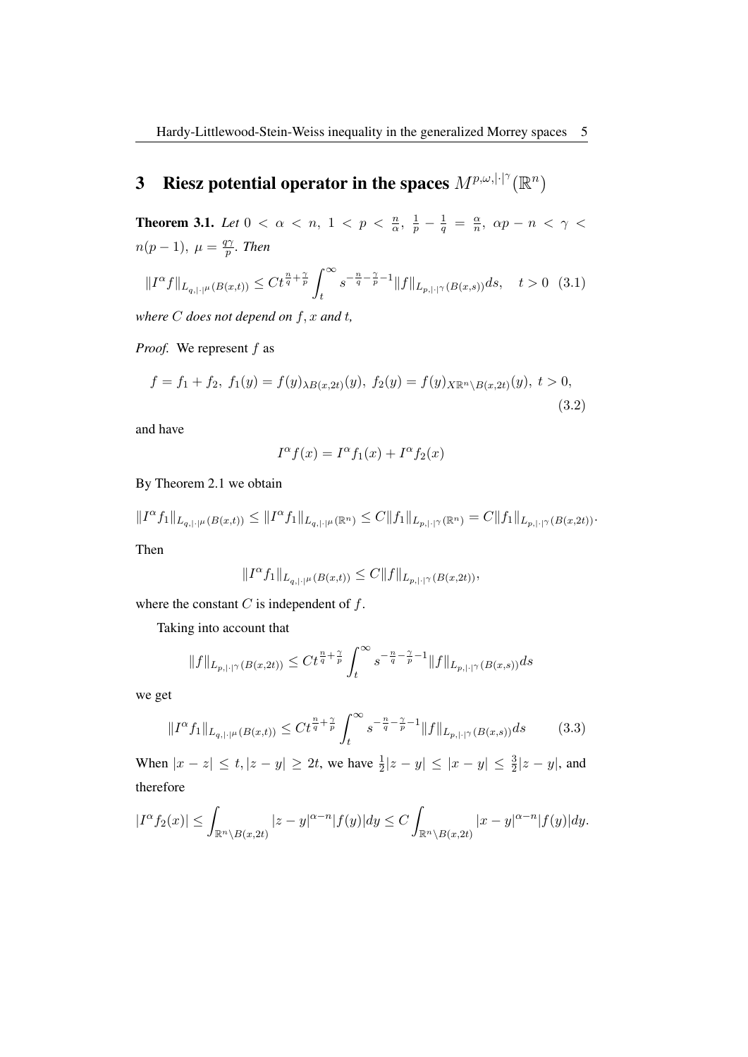## 3 Riesz potential operator in the spaces $M^{p,\omega,|\cdot|^\gamma}(\mathbb{R}^n)$

**Theorem 3.1.** *Let $0 < \alpha < n,\ 1 < p < \frac{n}{\alpha},\ \frac{1}{p} - \frac{1}{q} = \frac{\alpha}{n},\ \alpha p - n < \gamma < n(p-1),\ \mu = \frac{q\gamma}{p}$. Then*

$$\|I^\alpha f\|_{L_{q,|\cdot|^\mu}(B(x,t))} \le Ct^{\frac{n}{q}+\frac{\gamma}{p}} \int_t^\infty s^{-\frac{n}{q}-\frac{\gamma}{p}-1} \|f\|_{L_{p,|\cdot|^\gamma}(B(x,s))} ds, \quad t > 0 \quad (3.1)$$

*where $C$ does not depend on $f, x$ and $t$,*

*Proof.* We represent $f$ as

$$f = f_1 + f_2,\ f_1(y) = f(y)_{\lambda B(x,2t)}(y),\ f_2(y) = f(y)_{X\mathbb{R}^n \setminus B(x,2t)}(y),\ t > 0, \quad (3.2)$$

and have

$$I^\alpha f(x) = I^\alpha f_1(x) + I^\alpha f_2(x)$$

By Theorem 2.1 we obtain

$$\|I^\alpha f_1\|_{L_{q,|\cdot|^\mu}(B(x,t))} \le \|I^\alpha f_1\|_{L_{q,|\cdot|^\mu}(\mathbb{R}^n)} \le C\|f_1\|_{L_{p,|\cdot|^\gamma}(\mathbb{R}^n)} = C\|f_1\|_{L_{p,|\cdot|^\gamma}(B(x,2t))}.$$

Then

$$\|I^\alpha f_1\|_{L_{q,|\cdot|^\mu}(B(x,t))} \le C\|f\|_{L_{p,|\cdot|^\gamma}(B(x,2t))},$$

where the constant $C$ is independent of $f$.

Taking into account that

$$\|f\|_{L_{p,|\cdot|^\gamma}(B(x,2t))} \le Ct^{\frac{n}{q}+\frac{\gamma}{p}} \int_t^\infty s^{-\frac{n}{q}-\frac{\gamma}{p}-1} \|f\|_{L_{p,|\cdot|^\gamma}(B(x,s))} ds$$

we get

$$\|I^\alpha f_1\|_{L_{q,|\cdot|^\mu}(B(x,t))} \le Ct^{\frac{n}{q}+\frac{\gamma}{p}} \int_t^\infty s^{-\frac{n}{q}-\frac{\gamma}{p}-1} \|f\|_{L_{p,|\cdot|^\gamma}(B(x,s))} ds \quad (3.3)$$

When $|x - z| \le t, |z - y| \ge 2t$, we have $\frac{1}{2}|z - y| \le |x - y| \le \frac{3}{2}|z - y|$, and therefore

$$|I^\alpha f_2(x)| \le \int_{\mathbb{R}^n \setminus B(x,2t)} |z - y|^{\alpha - n} |f(y)| dy \le C \int_{\mathbb{R}^n \setminus B(x,2t)} |x - y|^{\alpha - n} |f(y)| dy.$$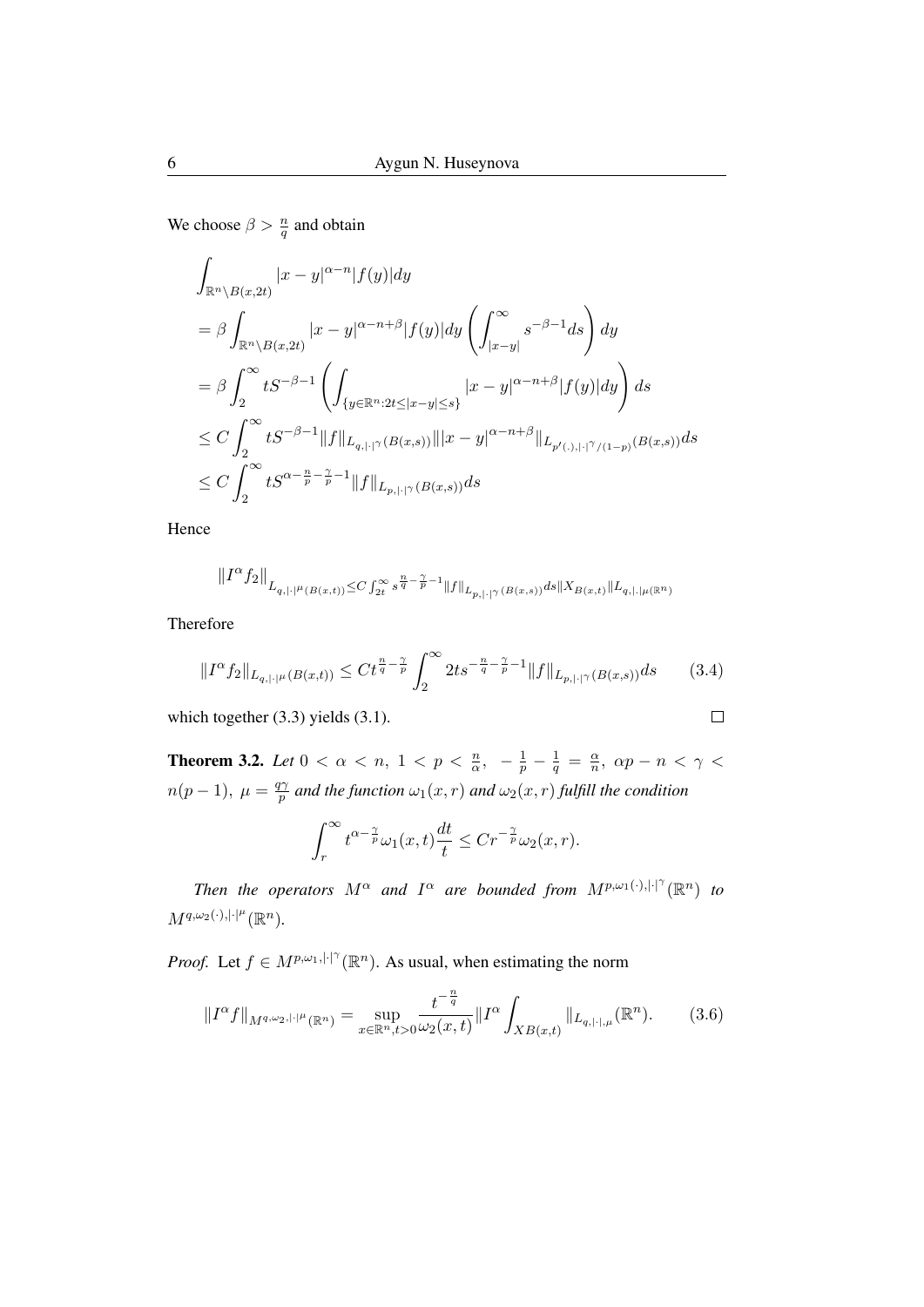We choose $\beta > \frac{n}{q}$ and obtain

$$
\begin{aligned}
&\int_{\mathbb{R}^n\setminus B(x,2t)} |x-y|^{\alpha-n}|f(y)|dy \\
&= \beta \int_{\mathbb{R}^n\setminus B(x,2t)} |x-y|^{\alpha-n+\beta}|f(y)|dy \left(\int_{|x-y|}^{\infty} s^{-\beta-1}ds\right) dy \\
&= \beta \int_2^\infty tS^{-\beta-1} \left(\int_{\{y\in\mathbb{R}^n: 2t\le|x-y|\le s\}} |x-y|^{\alpha-n+\beta}|f(y)|dy\right) ds \\
&\le C\int_2^\infty tS^{-\beta-1}\|f\|_{L_{q,|\cdot|^\gamma}(B(x,s))}\||x-y|^{\alpha-n+\beta}\|_{L_{p'(.),|\cdot|^\gamma/(1-p)}(B(x,s))}ds \\
&\le C\int_2^\infty tS^{\alpha-\frac{n}{p}-\frac{\gamma}{p}-1}\|f\|_{L_{p,|\cdot|^\gamma}(B(x,s))}ds
\end{aligned}
$$

Hence

$$
\|I^\alpha f_2\|_{L_{q,|\cdot|^\mu(B(x,t))}\le C\int_{2t}^\infty s^{\frac{n}{q}-\frac{\gamma}{p}-1}\|f\|_{L_{p,|\cdot|^\gamma(B(x,s))}}ds\|X_{B(x,t)}\|L_{q,|.|\mu(\mathbb{R}^n)}}
$$

Therefore

$$
\|I^\alpha f_2\|_{L_{q,|\cdot|^\mu(B(x,t))}} \le Ct^{\frac{n}{q}-\frac{\gamma}{p}}\int_2^\infty 2ts^{-\frac{n}{q}-\frac{\gamma}{p}-1}\|f\|_{L_{p,|\cdot|^\gamma(B(x,s))}}ds \qquad (3.4)
$$

which together (3.3) yields (3.1). □

**Theorem 3.2.** *Let $0<\alpha<n,\ 1<p<\frac{n}{\alpha},\ -\frac{1}{p}-\frac{1}{q}=\frac{\alpha}{n},\ \alpha p-n<\gamma<n(p-1),\ \mu=\frac{q\gamma}{p}$ and the function $\omega_1(x,r)$ and $\omega_2(x,r)$ fulfill the condition*

$$
\int_r^\infty t^{\alpha-\frac{\gamma}{p}}\omega_1(x,t)\frac{dt}{t}\le Cr^{-\frac{\gamma}{p}}\omega_2(x,r).
$$

*Then the operators $M^\alpha$ and $I^\alpha$ are bounded from $M^{p,\omega_1(\cdot),|\cdot|^\gamma}(\mathbb{R}^n)$ to $M^{q,\omega_2(\cdot),|\cdot|^\mu}(\mathbb{R}^n)$.*

*Proof.* Let $f\in M^{p,\omega_1,|\cdot|^\gamma}(\mathbb{R}^n)$. As usual, when estimating the norm

$$
\|I^\alpha f\|_{M^{q,\omega_2,|\cdot|^\mu}(\mathbb{R}^n)} = \sup_{x\in\mathbb{R}^n,t>0}\frac{t^{-\frac{n}{q}}}{\omega_2(x,t)}\|I^\alpha\int_{XB(x,t)}\|_{L_{q,|\cdot|,\mu}}(\mathbb{R}^n). \qquad (3.6)
$$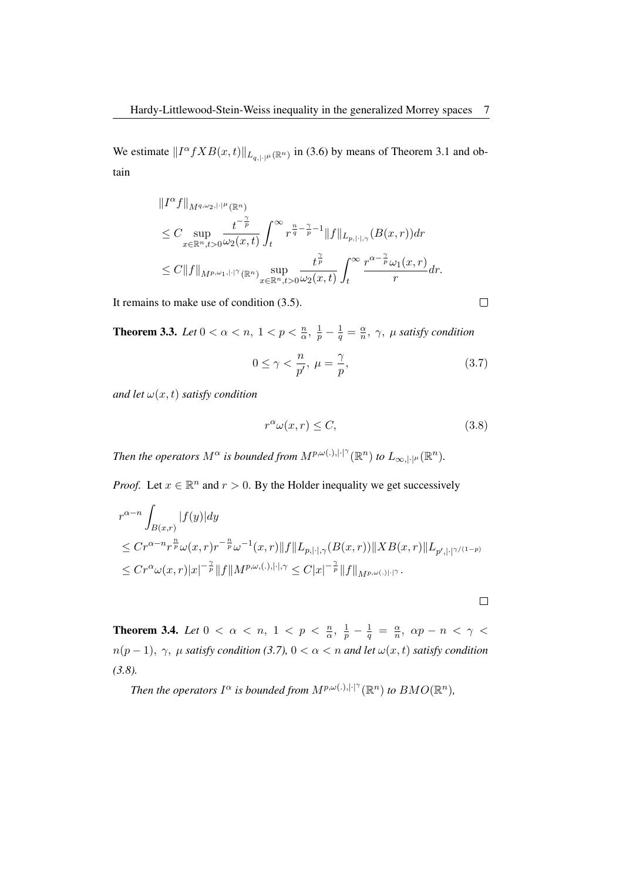We estimate $\|I^\alpha f XB(x,t)\|_{L_{q,|\cdot|^\mu}(\mathbb{R}^n)}$ in (3.6) by means of Theorem 3.1 and obtain

$$
\begin{aligned}
&\|I^\alpha f\|_{M^{q,\omega_2,|\cdot|^\mu}(\mathbb{R}^n)} \\
&\leq C \sup_{x\in\mathbb{R}^n, t>0} \frac{t^{-\frac{\gamma}{p}}}{\omega_2(x,t)} \int_t^\infty r^{\frac{n}{q}-\frac{\gamma}{p}-1} \|f\|_{L_{p,|\cdot|,\gamma}}(B(x,r))dr \\
&\leq C\|f\|_{M^{p,\omega_1,|\cdot|^\gamma}(\mathbb{R}^n)} \sup_{x\in\mathbb{R}^n, t>0} \frac{t^{\frac{\gamma}{p}}}{\omega_2(x,t)} \int_t^\infty \frac{r^{\alpha-\frac{\gamma}{p}}\omega_1(x,r)}{r}dr.
\end{aligned}
$$

It remains to make use of condition (3.5). □

**Theorem 3.3.** *Let $0 < \alpha < n$, $1 < p < \frac{n}{\alpha}$, $\frac{1}{p} - \frac{1}{q} = \frac{\alpha}{n}$, $\gamma$, $\mu$ satisfy condition*

$$
0 \leq \gamma < \frac{n}{p'},\ \mu = \frac{\gamma}{p}, \tag{3.7}
$$

*and let $\omega(x,t)$ satisfy condition*

$$
r^\alpha \omega(x,r) \leq C, \tag{3.8}
$$

*Then the operators $M^\alpha$ is bounded from $M^{p,\omega(.),|\cdot|^\gamma}(\mathbb{R}^n)$ to $L_{\infty,|\cdot|^\mu}(\mathbb{R}^n)$.*

*Proof.* Let $x \in \mathbb{R}^n$ and $r > 0$. By the Holder inequality we get successively

$$
\begin{aligned}
&r^{\alpha-n}\int_{B(x,r)} |f(y)|dy \\
&\leq Cr^{\alpha-n} r^{\frac{n}{p}}\omega(x,r) r^{-\frac{n}{p}}\omega^{-1}(x,r)\|f\|L_{p,|\cdot|,\gamma}(B(x,r))\|XB(x,r)\|L_{p',|\cdot|^{\gamma/(1-p)}} \\
&\leq Cr^\alpha \omega(x,r)|x|^{-\frac{\gamma}{p}}\|f\|M^{p,\omega,(.),|\cdot|,\gamma} \leq C|x|^{-\frac{\gamma}{p}}\|f\|_{M^{p,\omega(\cdot)|\cdot|^\gamma}}.
\end{aligned}
$$

□

**Theorem 3.4.** *Let $0 < \alpha < n$, $1 < p < \frac{n}{\alpha}$, $\frac{1}{p} - \frac{1}{q} = \frac{\alpha}{n}$, $\alpha p - n < \gamma < n(p-1)$, $\gamma$, $\mu$ satisfy condition (3.7), $0 < \alpha < n$ and let $\omega(x,t)$ satisfy condition (3.8).*

*Then the operators $I^\alpha$ is bounded from $M^{p,\omega(.),|\cdot|^\gamma}(\mathbb{R}^n)$ to $BMO(\mathbb{R}^n)$,*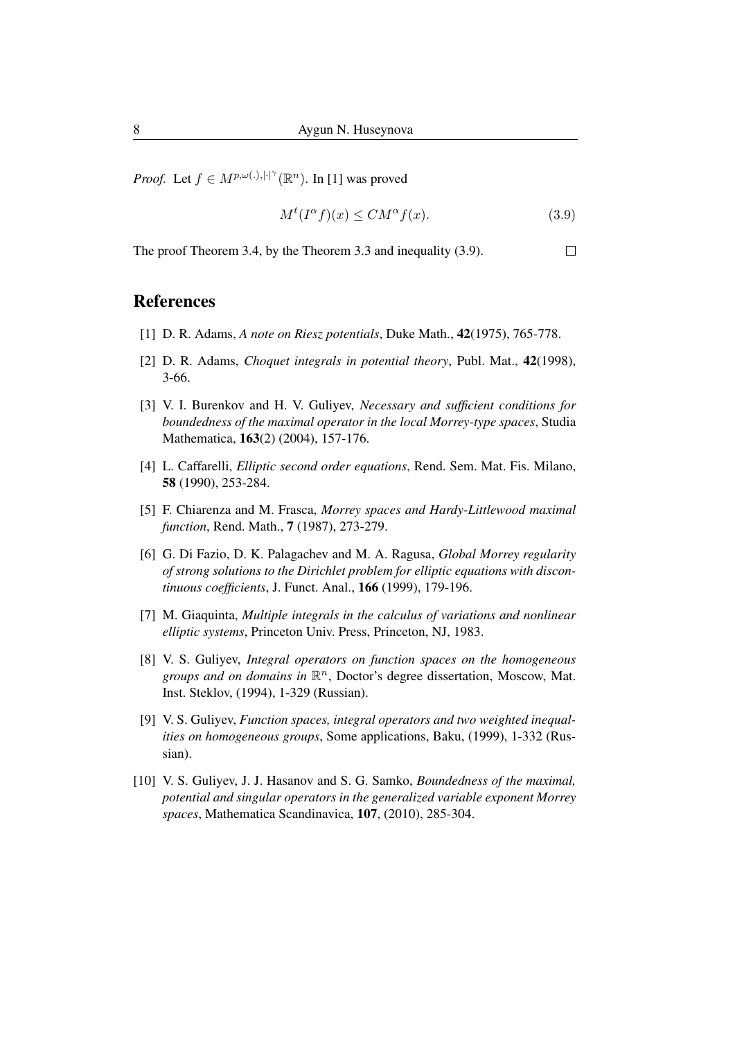*Proof.* Let $f \in M^{p,\omega(.),|\cdot|^{\gamma}}(\mathbb{R}^n)$. In [1] was proved

$$M^t(I^\alpha f)(x) \leq CM^\alpha f(x). \tag{3.9}$$

The proof Theorem 3.4, by the Theorem 3.3 and inequality (3.9). □

## References

[1] D. R. Adams, *A note on Riesz potentials*, Duke Math., **42**(1975), 765-778.

[2] D. R. Adams, *Choquet integrals in potential theory*, Publ. Mat., **42**(1998), 3-66.

[3] V. I. Burenkov and H. V. Guliyev, *Necessary and sufficient conditions for boundedness of the maximal operator in the local Morrey-type spaces*, Studia Mathematica, **163**(2) (2004), 157-176.

[4] L. Caffarelli, *Elliptic second order equations*, Rend. Sem. Mat. Fis. Milano, **58** (1990), 253-284.

[5] F. Chiarenza and M. Frasca, *Morrey spaces and Hardy-Littlewood maximal function*, Rend. Math., **7** (1987), 273-279.

[6] G. Di Fazio, D. K. Palagachev and M. A. Ragusa, *Global Morrey regularity of strong solutions to the Dirichlet problem for elliptic equations with discontinuous coefficients*, J. Funct. Anal., **166** (1999), 179-196.

[7] M. Giaquinta, *Multiple integrals in the calculus of variations and nonlinear elliptic systems*, Princeton Univ. Press, Princeton, NJ, 1983.

[8] V. S. Guliyev, *Integral operators on function spaces on the homogeneous groups and on domains in* $\mathbb{R}^n$, Doctor's degree dissertation, Moscow, Mat. Inst. Steklov, (1994), 1-329 (Russian).

[9] V. S. Guliyev, *Function spaces, integral operators and two weighted inequalities on homogeneous groups*, Some applications, Baku, (1999), 1-332 (Russian).

[10] V. S. Guliyev, J. J. Hasanov and S. G. Samko, *Boundedness of the maximal, potential and singular operators in the generalized variable exponent Morrey spaces*, Mathematica Scandinavica, **107**, (2010), 285-304.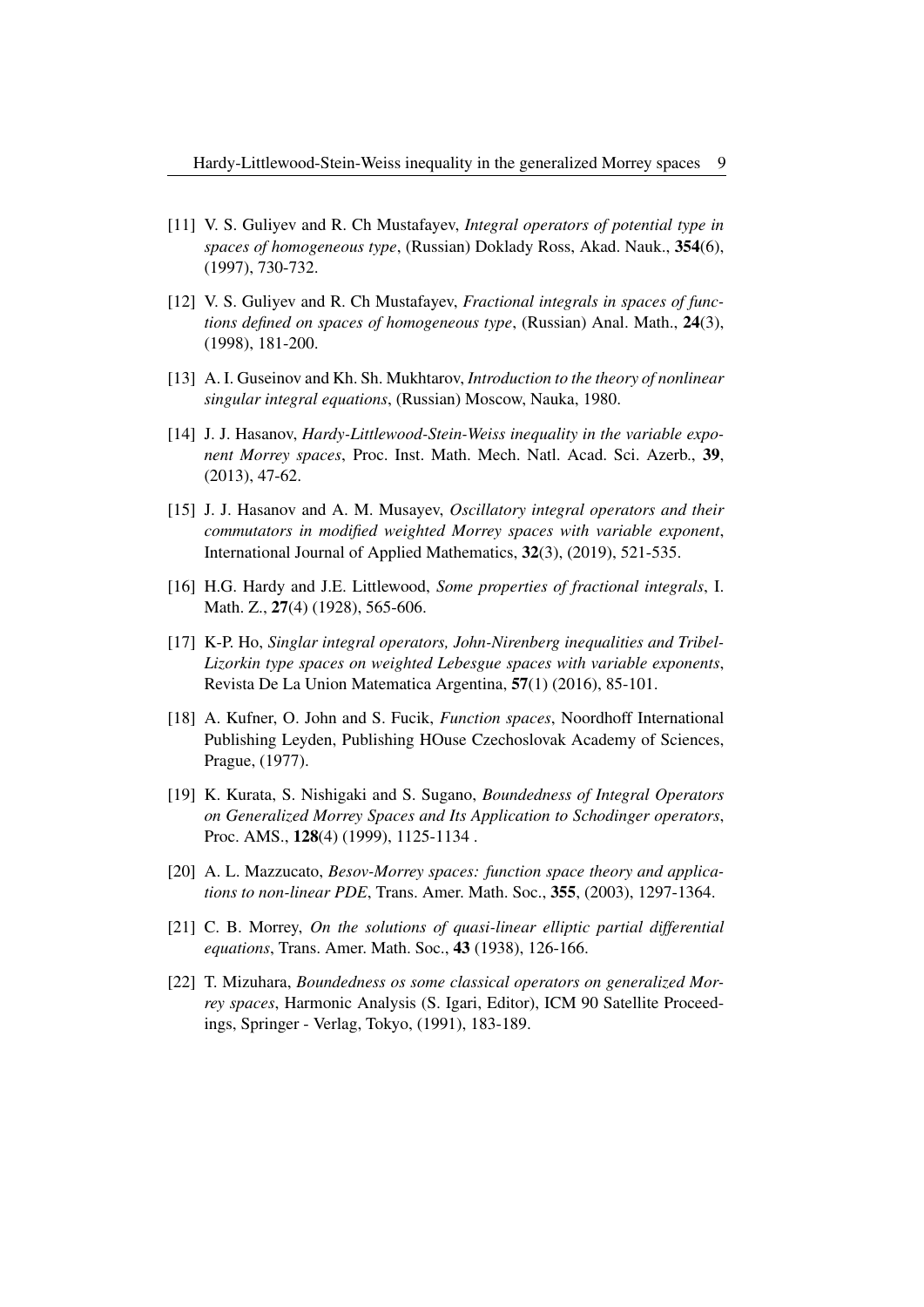[11] V. S. Guliyev and R. Ch Mustafayev, *Integral operators of potential type in spaces of homogeneous type*, (Russian) Doklady Ross, Akad. Nauk., **354**(6), (1997), 730-732.

[12] V. S. Guliyev and R. Ch Mustafayev, *Fractional integrals in spaces of functions defined on spaces of homogeneous type*, (Russian) Anal. Math., **24**(3), (1998), 181-200.

[13] A. I. Guseinov and Kh. Sh. Mukhtarov, *Introduction to the theory of nonlinear singular integral equations*, (Russian) Moscow, Nauka, 1980.

[14] J. J. Hasanov, *Hardy-Littlewood-Stein-Weiss inequality in the variable exponent Morrey spaces*, Proc. Inst. Math. Mech. Natl. Acad. Sci. Azerb., **39**, (2013), 47-62.

[15] J. J. Hasanov and A. M. Musayev, *Oscillatory integral operators and their commutators in modified weighted Morrey spaces with variable exponent*, International Journal of Applied Mathematics, **32**(3), (2019), 521-535.

[16] H.G. Hardy and J.E. Littlewood, *Some properties of fractional integrals*, I. Math. Z., **27**(4) (1928), 565-606.

[17] K-P. Ho, *Singlar integral operators, John-Nirenberg inequalities and Tribel-Lizorkin type spaces on weighted Lebesgue spaces with variable exponents*, Revista De La Union Matematica Argentina, **57**(1) (2016), 85-101.

[18] A. Kufner, O. John and S. Fucik, *Function spaces*, Noordhoff International Publishing Leyden, Publishing HOuse Czechoslovak Academy of Sciences, Prague, (1977).

[19] K. Kurata, S. Nishigaki and S. Sugano, *Boundedness of Integral Operators on Generalized Morrey Spaces and Its Application to Schodinger operators*, Proc. AMS., **128**(4) (1999), 1125-1134 .

[20] A. L. Mazzucato, *Besov-Morrey spaces: function space theory and applications to non-linear PDE*, Trans. Amer. Math. Soc., **355**, (2003), 1297-1364.

[21] C. B. Morrey, *On the solutions of quasi-linear elliptic partial differential equations*, Trans. Amer. Math. Soc., **43** (1938), 126-166.

[22] T. Mizuhara, *Boundedness os some classical operators on generalized Morrey spaces*, Harmonic Analysis (S. Igari, Editor), ICM 90 Satellite Proceedings, Springer - Verlag, Tokyo, (1991), 183-189.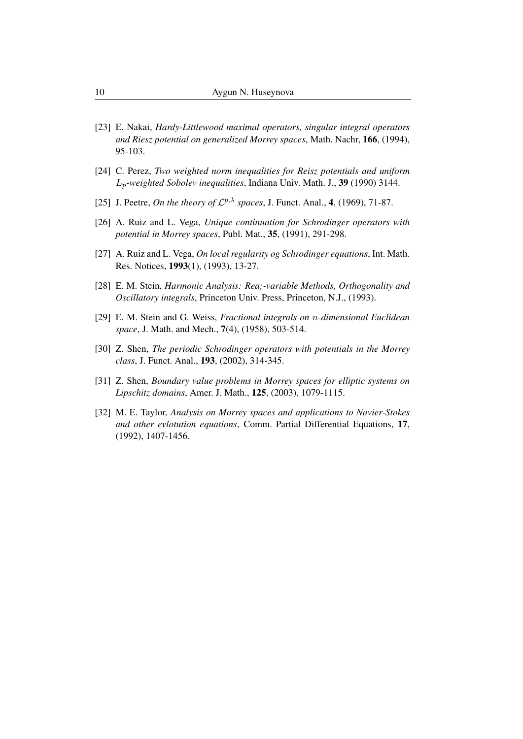[23] E. Nakai, *Hardy-Littlewood maximal operators, singular integral operators and Riesz potential on generalized Morrey spaces*, Math. Nachr, **166**, (1994), 95-103.

[24] C. Perez, *Two weighted norm inequalities for Reisz potentials and uniform $L_p$-weighted Sobolev inequalities*, Indiana Univ. Math. J., **39** (1990) 3144.

[25] J. Peetre, *On the theory of $\mathcal{L}^{p,\lambda}$ spaces*, J. Funct. Anal., **4**, (1969), 71-87.

[26] A. Ruiz and L. Vega, *Unique continuation for Schrodinger operators with potential in Morrey spaces*, Publ. Mat., **35**, (1991), 291-298.

[27] A. Ruiz and L. Vega, *On local regularity og Schrodinger equations*, Int. Math. Res. Notices, **1993**(1), (1993), 13-27.

[28] E. M. Stein, *Harmonic Analysis: Rea;-variable Methods, Orthogonality and Oscillatory integrals*, Princeton Univ. Press, Princeton, N.J., (1993).

[29] E. M. Stein and G. Weiss, *Fractional integrals on $n$-dimensional Euclidean space*, J. Math. and Mech., **7**(4), (1958), 503-514.

[30] Z. Shen, *The periodic Schrodinger operators with potentials in the Morrey class*, J. Funct. Anal., **193**, (2002), 314-345.

[31] Z. Shen, *Boundary value problems in Morrey spaces for elliptic systems on Lipschitz domains*, Amer. J. Math., **125**, (2003), 1079-1115.

[32] M. E. Taylor, *Analysis on Morrey spaces and applications to Navier-Stokes and other evlotution equations*, Comm. Partial Differential Equations, **17**, (1992), 1407-1456.